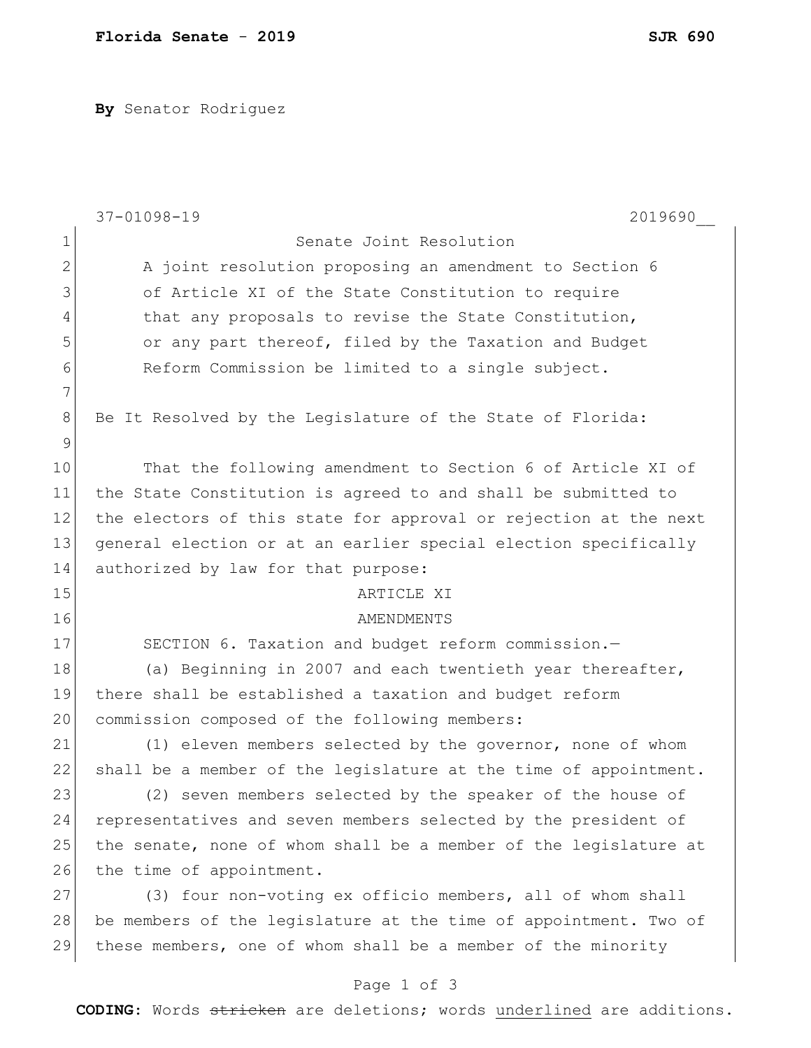**By** Senator Rodriguez

37-01098-19 2019690__

# Senate Joint Resolution

A joint resolution proposing an amendment to Section 6 of Article XI of the State Constitution to require that any proposals to revise the State Constitution, or any part thereof, filed by the Taxation and Budget Reform Commission be limited to a single subject.

Be It Resolved by the Legislature of the State of Florida:

That the following amendment to Section 6 of Article XI of the State Constitution is agreed to and shall be submitted to the electors of this state for approval or rejection at the next general election or at an earlier special election specifically authorized by law for that purpose:

ARTICLE XI

AMENDMENTS

SECTION 6. Taxation and budget reform commission.—

(a) Beginning in 2007 and each twentieth year thereafter, there shall be established a taxation and budget reform commission composed of the following members:

(1) eleven members selected by the governor, none of whom shall be a member of the legislature at the time of appointment.

(2) seven members selected by the speaker of the house of representatives and seven members selected by the president of the senate, none of whom shall be a member of the legislature at the time of appointment.

(3) four non-voting ex officio members, all of whom shall be members of the legislature at the time of appointment. Two of these members, one of whom shall be a member of the minority

**CODING:** Words ~~stricken~~ are deletions; words <u>underlined</u> are additions.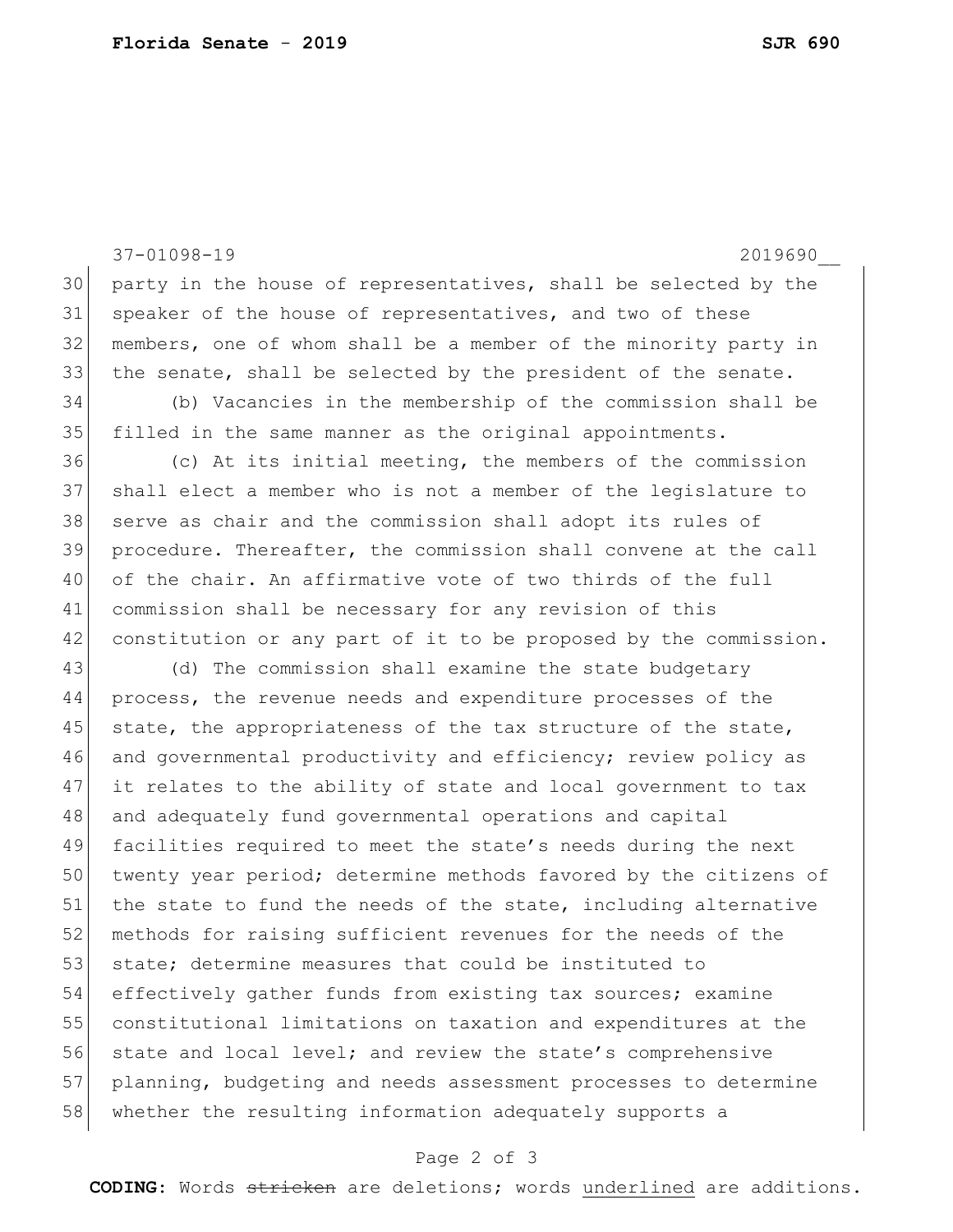party in the house of representatives, shall be selected by the speaker of the house of representatives, and two of these members, one of whom shall be a member of the minority party in the senate, shall be selected by the president of the senate.

(b) Vacancies in the membership of the commission shall be filled in the same manner as the original appointments.

(c) At its initial meeting, the members of the commission shall elect a member who is not a member of the legislature to serve as chair and the commission shall adopt its rules of procedure. Thereafter, the commission shall convene at the call of the chair. An affirmative vote of two thirds of the full commission shall be necessary for any revision of this constitution or any part of it to be proposed by the commission.

(d) The commission shall examine the state budgetary process, the revenue needs and expenditure processes of the state, the appropriateness of the tax structure of the state, and governmental productivity and efficiency; review policy as it relates to the ability of state and local government to tax and adequately fund governmental operations and capital facilities required to meet the state's needs during the next twenty year period; determine methods favored by the citizens of the state to fund the needs of the state, including alternative methods for raising sufficient revenues for the needs of the state; determine measures that could be instituted to effectively gather funds from existing tax sources; examine constitutional limitations on taxation and expenditures at the state and local level; and review the state's comprehensive planning, budgeting and needs assessment processes to determine whether the resulting information adequately supports a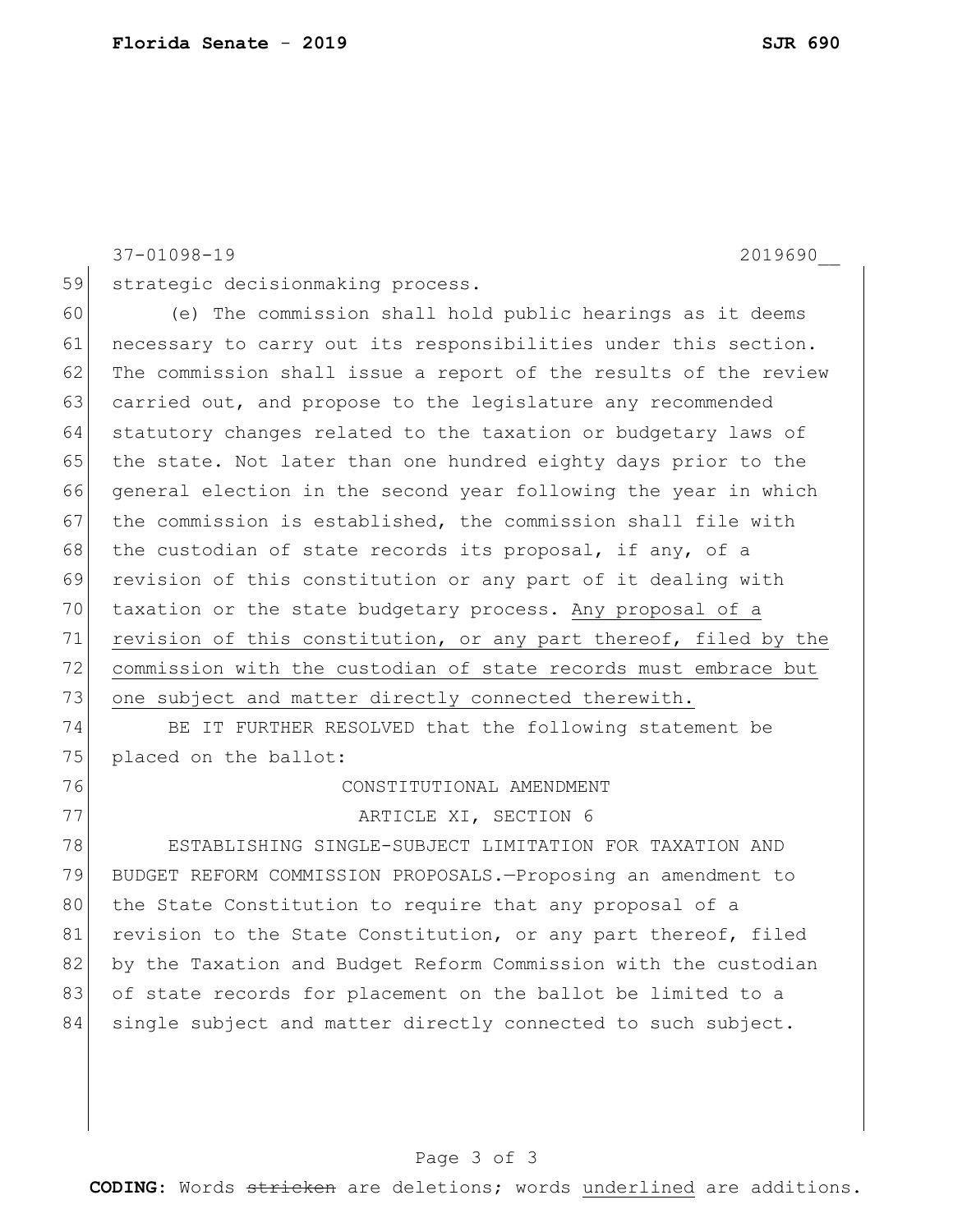strategic decisionmaking process.

(e) The commission shall hold public hearings as it deems necessary to carry out its responsibilities under this section. The commission shall issue a report of the results of the review carried out, and propose to the legislature any recommended statutory changes related to the taxation or budgetary laws of the state. Not later than one hundred eighty days prior to the general election in the second year following the year in which the commission is established, the commission shall file with the custodian of state records its proposal, if any, of a revision of this constitution or any part of it dealing with taxation or the state budgetary process. <u>Any proposal of a revision of this constitution, or any part thereof, filed by the commission with the custodian of state records must embrace but one subject and matter directly connected therewith.</u>

BE IT FURTHER RESOLVED that the following statement be placed on the ballot:

CONSTITUTIONAL AMENDMENT

ARTICLE XI, SECTION 6

ESTABLISHING SINGLE-SUBJECT LIMITATION FOR TAXATION AND BUDGET REFORM COMMISSION PROPOSALS.—Proposing an amendment to the State Constitution to require that any proposal of a revision to the State Constitution, or any part thereof, filed by the Taxation and Budget Reform Commission with the custodian of state records for placement on the ballot be limited to a single subject and matter directly connected to such subject.